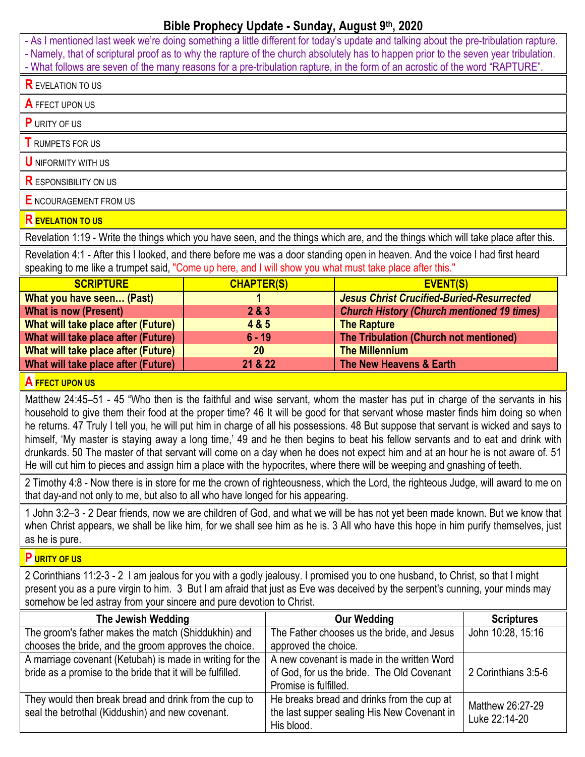# Bible Prophecy Update - Sunday, August 9th, 2020

- As I mentioned last week we're doing something a little different for today's update and talking about the pre-tribulation rapture.
- Namely, that of scriptural proof as to why the rapture of the church absolutely has to happen prior to the seven year tribulation.
- What follows are seven of the many reasons for a pre-tribulation rapture, in the form of an acrostic of the word "RAPTURE".

**R** EVELATION TO US

**A** FFECT UPON US

**P** URITY OF US

**T** RUMPETS FOR US

**U** NIFORMITY WITH US

**R** ESPONSIBILITY ON US

**E** NCOURAGEMENT FROM US

## R EVELATION TO US

Revelation 1:19 - Write the things which you have seen, and the things which are, and the things which will take place after this.

Revelation 4:1 - After this I looked, and there before me was a door standing open in heaven. And the voice I had first heard speaking to me like a trumpet said, "Come up here, and I will show you what must take place after this."

| SCRIPTURE | CHAPTER(S) | EVENT(S) |
|---|---|---|
| What you have seen… (Past) | 1 | *Jesus Christ Crucified-Buried-Resurrected* |
| What is now (Present) | 2 & 3 | *Church History (Church mentioned 19 times)* |
| What will take place after (Future) | 4 & 5 | The Rapture |
| What will take place after (Future) | 6 - 19 | The Tribulation (Church not mentioned) |
| What will take place after (Future) | 20 | The Millennium |
| What will take place after (Future) | 21 & 22 | The New Heavens & Earth |

## A FFECT UPON US

Matthew 24:45–51 - 45 "Who then is the faithful and wise servant, whom the master has put in charge of the servants in his household to give them their food at the proper time? 46 It will be good for that servant whose master finds him doing so when he returns. 47 Truly I tell you, he will put him in charge of all his possessions. 48 But suppose that servant is wicked and says to himself, 'My master is staying away a long time,' 49 and he then begins to beat his fellow servants and to eat and drink with drunkards. 50 The master of that servant will come on a day when he does not expect him and at an hour he is not aware of. 51 He will cut him to pieces and assign him a place with the hypocrites, where there will be weeping and gnashing of teeth.

2 Timothy 4:8 - Now there is in store for me the crown of righteousness, which the Lord, the righteous Judge, will award to me on that day-and not only to me, but also to all who have longed for his appearing.

1 John 3:2–3 - 2 Dear friends, now we are children of God, and what we will be has not yet been made known. But we know that when Christ appears, we shall be like him, for we shall see him as he is. 3 All who have this hope in him purify themselves, just as he is pure.

## P URITY OF US

2 Corinthians 11:2-3 - 2 I am jealous for you with a godly jealousy. I promised you to one husband, to Christ, so that I might present you as a pure virgin to him. 3 But I am afraid that just as Eve was deceived by the serpent's cunning, your minds may somehow be led astray from your sincere and pure devotion to Christ.

| The Jewish Wedding | Our Wedding | Scriptures |
|---|---|---|
| The groom's father makes the match (Shiddukhin) and chooses the bride, and the groom approves the choice. | The Father chooses us the bride, and Jesus approved the choice. | John 10:28, 15:16 |
| A marriage covenant (Ketubah) is made in writing for the bride as a promise to the bride that it will be fulfilled. | A new covenant is made in the written Word of God, for us the bride. The Old Covenant Promise is fulfilled. | 2 Corinthians 3:5-6 |
| They would then break bread and drink from the cup to seal the betrothal (Kiddushin) and new covenant. | He breaks bread and drinks from the cup at the last supper sealing His New Covenant in His blood. | Matthew 26:27-29<br>Luke 22:14-20 |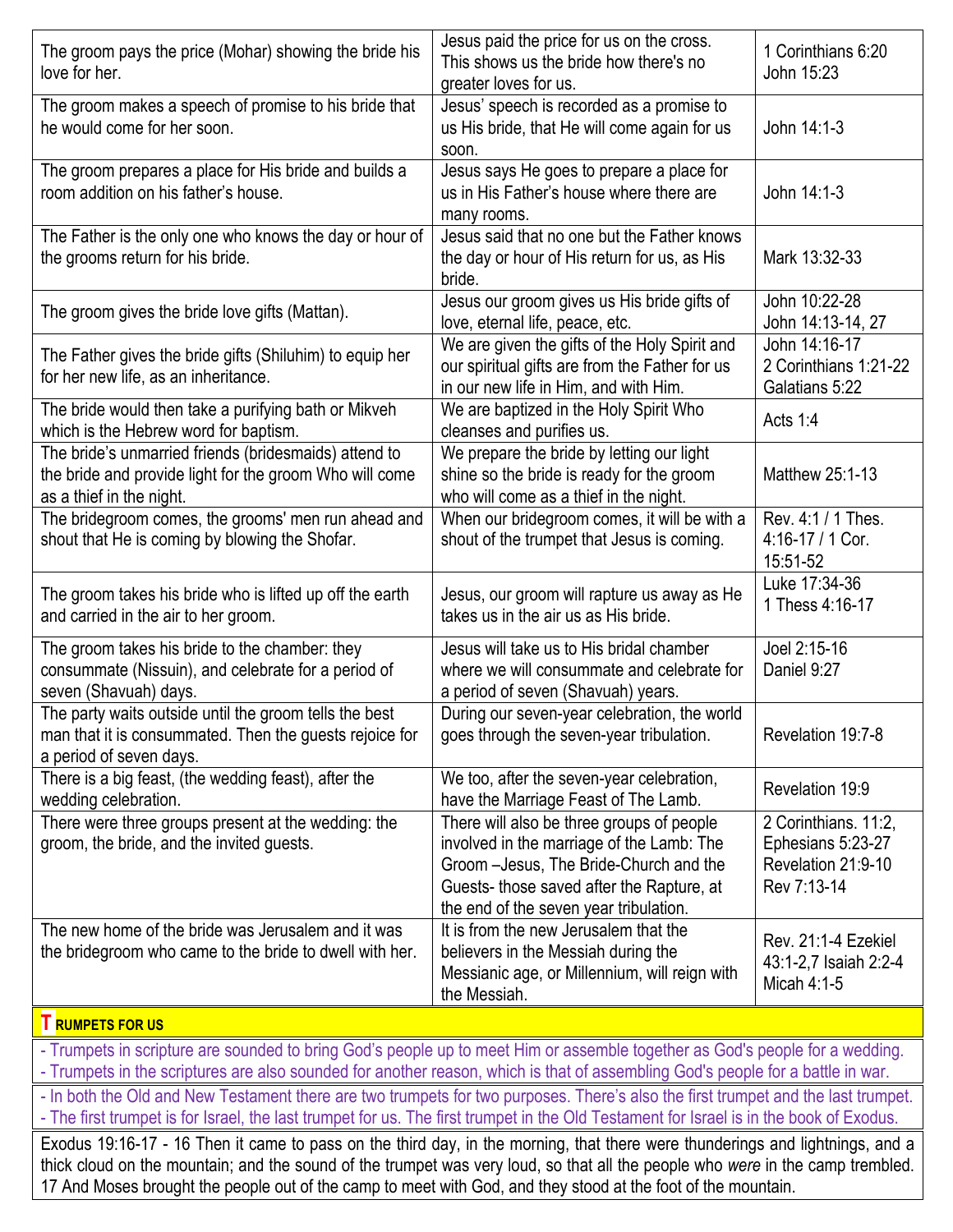| | | |
|---|---|---|
| The groom pays the price (Mohar) showing the bride his love for her. | Jesus paid the price for us on the cross. This shows us the bride how there's no greater loves for us. | 1 Corinthians 6:20<br>John 15:23 |
| The groom makes a speech of promise to his bride that he would come for her soon. | Jesus' speech is recorded as a promise to us His bride, that He will come again for us soon. | John 14:1-3 |
| The groom prepares a place for His bride and builds a room addition on his father's house. | Jesus says He goes to prepare a place for us in His Father's house where there are many rooms. | John 14:1-3 |
| The Father is the only one who knows the day or hour of the grooms return for his bride. | Jesus said that no one but the Father knows the day or hour of His return for us, as His bride. | Mark 13:32-33 |
| The groom gives the bride love gifts (Mattan). | Jesus our groom gives us His bride gifts of love, eternal life, peace, etc. | John 10:22-28<br>John 14:13-14, 27 |
| The Father gives the bride gifts (Shiluhim) to equip her for her new life, as an inheritance. | We are given the gifts of the Holy Spirit and our spiritual gifts are from the Father for us in our new life in Him, and with Him. | John 14:16-17<br>2 Corinthians 1:21-22<br>Galatians 5:22 |
| The bride would then take a purifying bath or Mikveh which is the Hebrew word for baptism. | We are baptized in the Holy Spirit Who cleanses and purifies us. | Acts 1:4 |
| The bride's unmarried friends (bridesmaids) attend to the bride and provide light for the groom Who will come as a thief in the night. | We prepare the bride by letting our light shine so the bride is ready for the groom who will come as a thief in the night. | Matthew 25:1-13 |
| The bridegroom comes, the grooms' men run ahead and shout that He is coming by blowing the Shofar. | When our bridegroom comes, it will be with a shout of the trumpet that Jesus is coming. | Rev. 4:1 / 1 Thes. 4:16-17 / 1 Cor. 15:51-52 |
| The groom takes his bride who is lifted up off the earth and carried in the air to her groom. | Jesus, our groom will rapture us away as He takes us in the air us as His bride. | Luke 17:34-36<br>1 Thess 4:16-17 |
| The groom takes his bride to the chamber: they consummate (Nissuin), and celebrate for a period of seven (Shavuah) days. | Jesus will take us to His bridal chamber where we will consummate and celebrate for a period of seven (Shavuah) years. | Joel 2:15-16<br>Daniel 9:27 |
| The party waits outside until the groom tells the best man that it is consummated. Then the guests rejoice for a period of seven days. | During our seven-year celebration, the world goes through the seven-year tribulation. | Revelation 19:7-8 |
| There is a big feast, (the wedding feast), after the wedding celebration. | We too, after the seven-year celebration, have the Marriage Feast of The Lamb. | Revelation 19:9 |
| There were three groups present at the wedding: the groom, the bride, and the invited guests. | There will also be three groups of people involved in the marriage of the Lamb: The Groom –Jesus, The Bride-Church and the Guests- those saved after the Rapture, at the end of the seven year tribulation. | 2 Corinthians. 11:2,<br>Ephesians 5:23-27<br>Revelation 21:9-10<br>Rev 7:13-14 |
| The new home of the bride was Jerusalem and it was the bridegroom who came to the bride to dwell with her. | It is from the new Jerusalem that the believers in the Messiah during the Messianic age, or Millennium, will reign with the Messiah. | Rev. 21:1-4 Ezekiel 43:1-2,7 Isaiah 2:2-4 Micah 4:1-5 |

## TRUMPETS FOR US

- Trumpets in scripture are sounded to bring God's people up to meet Him or assemble together as God's people for a wedding.
- Trumpets in the scriptures are also sounded for another reason, which is that of assembling God's people for a battle in war.

- In both the Old and New Testament there are two trumpets for two purposes. There's also the first trumpet and the last trumpet.
- The first trumpet is for Israel, the last trumpet for us. The first trumpet in the Old Testament for Israel is in the book of Exodus.

Exodus 19:16-17 - 16 Then it came to pass on the third day, in the morning, that there were thunderings and lightnings, and a thick cloud on the mountain; and the sound of the trumpet was very loud, so that all the people who *were* in the camp trembled. 17 And Moses brought the people out of the camp to meet with God, and they stood at the foot of the mountain.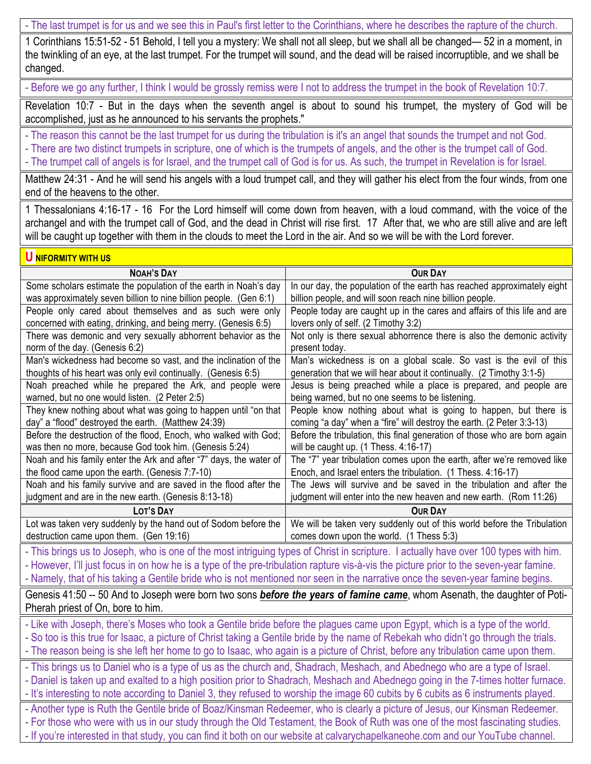- The last trumpet is for us and we see this in Paul's first letter to the Corinthians, where he describes the rapture of the church.

1 Corinthians 15:51-52 - 51 Behold, I tell you a mystery: We shall not all sleep, but we shall all be changed— 52 in a moment, in the twinkling of an eye, at the last trumpet. For the trumpet will sound, and the dead will be raised incorruptible, and we shall be changed.

- Before we go any further, I think I would be grossly remiss were I not to address the trumpet in the book of Revelation 10:7.

Revelation 10:7 - But in the days when the seventh angel is about to sound his trumpet, the mystery of God will be accomplished, just as he announced to his servants the prophets."

- The reason this cannot be the last trumpet for us during the tribulation is it's an angel that sounds the trumpet and not God.
- There are two distinct trumpets in scripture, one of which is the trumpets of angels, and the other is the trumpet call of God.
- The trumpet call of angels is for Israel, and the trumpet call of God is for us. As such, the trumpet in Revelation is for Israel.

Matthew 24:31 - And he will send his angels with a loud trumpet call, and they will gather his elect from the four winds, from one end of the heavens to the other.

1 Thessalonians 4:16-17 - 16 For the Lord himself will come down from heaven, with a loud command, with the voice of the archangel and with the trumpet call of God, and the dead in Christ will rise first. 17 After that, we who are still alive and are left will be caught up together with them in the clouds to meet the Lord in the air. And so we will be with the Lord forever.

## UNIFORMITY WITH US

| NOAH'S DAY | OUR DAY |
|---|---|
| Some scholars estimate the population of the earth in Noah's day was approximately seven billion to nine billion people. (Gen 6:1) | In our day, the population of the earth has reached approximately eight billion people, and will soon reach nine billion people. |
| People only cared about themselves and as such were only concerned with eating, drinking, and being merry. (Genesis 6:5) | People today are caught up in the cares and affairs of this life and are lovers only of self. (2 Timothy 3:2) |
| There was demonic and very sexually abhorrent behavior as the norm of the day. (Genesis 6:2) | Not only is there sexual abhorrence there is also the demonic activity present today. |
| Man's wickedness had become so vast, and the inclination of the thoughts of his heart was only evil continually. (Genesis 6:5) | Man's wickedness is on a global scale. So vast is the evil of this generation that we will hear about it continually. (2 Timothy 3:1-5) |
| Noah preached while he prepared the Ark, and people were warned, but no one would listen. (2 Peter 2:5) | Jesus is being preached while a place is prepared, and people are being warned, but no one seems to be listening. |
| They knew nothing about what was going to happen until "on that day" a "flood" destroyed the earth. (Matthew 24:39) | People know nothing about what is going to happen, but there is coming "a day" when a "fire" will destroy the earth. (2 Peter 3:3-13) |
| Before the destruction of the flood, Enoch, who walked with God; was then no more, because God took him. (Genesis 5:24) | Before the tribulation, this final generation of those who are born again will be caught up. (1 Thess. 4:16-17) |
| Noah and his family enter the Ark and after "7" days, the water of the flood came upon the earth. (Genesis 7:7-10) | The "7" year tribulation comes upon the earth, after we're removed like Enoch, and Israel enters the tribulation. (1 Thess. 4:16-17) |
| Noah and his family survive and are saved in the flood after the judgment and are in the new earth. (Genesis 8:13-18) | The Jews will survive and be saved in the tribulation and after the judgment will enter into the new heaven and new earth. (Rom 11:26) |
| **LOT'S DAY** | **OUR DAY** |
| Lot was taken very suddenly by the hand out of Sodom before the destruction came upon them. (Gen 19:16) | We will be taken very suddenly out of this world before the Tribulation comes down upon the world. (1 Thess 5:3) |

- This brings us to Joseph, who is one of the most intriguing types of Christ in scripture. I actually have over 100 types with him.
- However, I'll just focus in on how he is a type of the pre-tribulation rapture vis-à-vis the picture prior to the seven-year famine.
- Namely, that of his taking a Gentile bride who is not mentioned nor seen in the narrative once the seven-year famine begins.

Genesis 41:50 -- 50 And to Joseph were born two sons ***before the years of famine came***, whom Asenath, the daughter of Poti-Pherah priest of On, bore to him.

- Like with Joseph, there's Moses who took a Gentile bride before the plagues came upon Egypt, which is a type of the world.
- So too is this true for Isaac, a picture of Christ taking a Gentile bride by the name of Rebekah who didn't go through the trials.
- The reason being is she left her home to go to Isaac, who again is a picture of Christ, before any tribulation came upon them.

- This brings us to Daniel who is a type of us as the church and, Shadrach, Meshach, and Abednego who are a type of Israel.
- Daniel is taken up and exalted to a high position prior to Shadrach, Meshach and Abednego going in the 7-times hotter furnace.
- It's interesting to note according to Daniel 3, they refused to worship the image 60 cubits by 6 cubits as 6 instruments played.

- Another type is Ruth the Gentile bride of Boaz/Kinsman Redeemer, who is clearly a picture of Jesus, our Kinsman Redeemer.
- For those who were with us in our study through the Old Testament, the Book of Ruth was one of the most fascinating studies.
- If you're interested in that study, you can find it both on our website at calvarychapelkaneohe.com and our YouTube channel.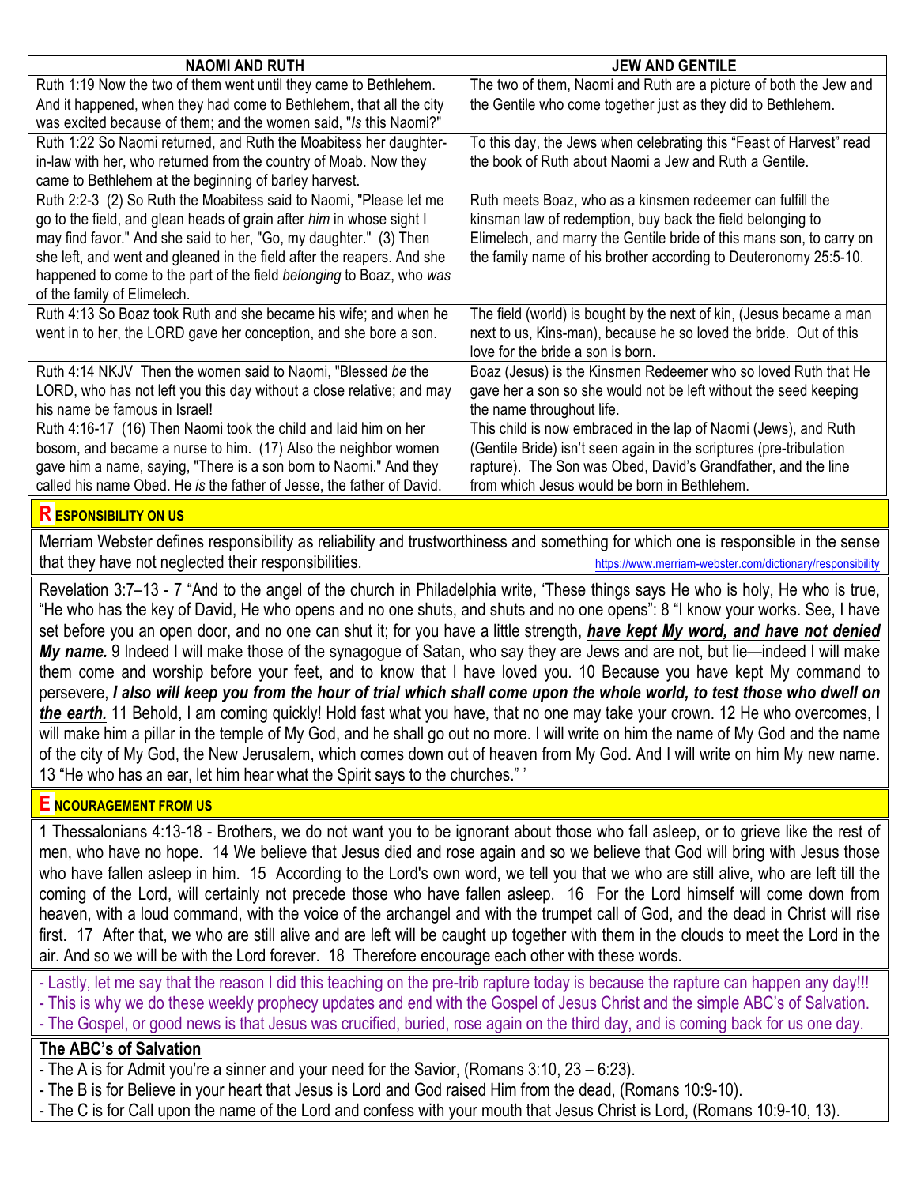| NAOMI AND RUTH | JEW AND GENTILE |
|---|---|
| Ruth 1:19 Now the two of them went until they came to Bethlehem. And it happened, when they had come to Bethlehem, that all the city was excited because of them; and the women said, "*Is* this Naomi?" | The two of them, Naomi and Ruth are a picture of both the Jew and the Gentile who come together just as they did to Bethlehem. |
| Ruth 1:22 So Naomi returned, and Ruth the Moabitess her daughter-in-law with her, who returned from the country of Moab. Now they came to Bethlehem at the beginning of barley harvest. | To this day, the Jews when celebrating this "Feast of Harvest" read the book of Ruth about Naomi a Jew and Ruth a Gentile. |
| Ruth 2:2-3 (2) So Ruth the Moabitess said to Naomi, "Please let me go to the field, and glean heads of grain after *him* in whose sight I may find favor." And she said to her, "Go, my daughter." (3) Then she left, and went and gleaned in the field after the reapers. And she happened to come to the part of the field *belonging* to Boaz, who *was* of the family of Elimelech. | Ruth meets Boaz, who as a kinsmen redeemer can fulfill the kinsman law of redemption, buy back the field belonging to Elimelech, and marry the Gentile bride of this mans son, to carry on the family name of his brother according to Deuteronomy 25:5-10. |
| Ruth 4:13 So Boaz took Ruth and she became his wife; and when he went in to her, the LORD gave her conception, and she bore a son. | The field (world) is bought by the next of kin, (Jesus became a man next to us, Kins-man), because he so loved the bride. Out of this love for the bride a son is born. |
| Ruth 4:14 NKJV Then the women said to Naomi, "Blessed *be* the LORD, who has not left you this day without a close relative; and may his name be famous in Israel! | Boaz (Jesus) is the Kinsmen Redeemer who so loved Ruth that He gave her a son so she would not be left without the seed keeping the name throughout life. |
| Ruth 4:16-17 (16) Then Naomi took the child and laid him on her bosom, and became a nurse to him. (17) Also the neighbor women gave him a name, saying, "There is a son born to Naomi." And they called his name Obed. He *is* the father of Jesse, the father of David. | This child is now embraced in the lap of Naomi (Jews), and Ruth (Gentile Bride) isn't seen again in the scriptures (pre-tribulation rapture). The Son was Obed, David's Grandfather, and the line from which Jesus would be born in Bethlehem. |

## R ESPONSIBILITY ON US

Merriam Webster defines responsibility as reliability and trustworthiness and something for which one is responsible in the sense that they have not neglected their responsibilities. https://www.merriam-webster.com/dictionary/responsibility

Revelation 3:7–13 - 7 "And to the angel of the church in Philadelphia write, 'These things says He who is holy, He who is true, "He who has the key of David, He who opens and no one shuts, and shuts and no one opens": 8 "I know your works. See, I have set before you an open door, and no one can shut it; for you have a little strength, ***have kept My word, and have not denied My name.*** 9 Indeed I will make those of the synagogue of Satan, who say they are Jews and are not, but lie—indeed I will make them come and worship before your feet, and to know that I have loved you. 10 Because you have kept My command to persevere, ***I also will keep you from the hour of trial which shall come upon the whole world, to test those who dwell on the earth.*** 11 Behold, I am coming quickly! Hold fast what you have, that no one may take your crown. 12 He who overcomes, I will make him a pillar in the temple of My God, and he shall go out no more. I will write on him the name of My God and the name of the city of My God, the New Jerusalem, which comes down out of heaven from My God. And I will write on him My new name. 13 "He who has an ear, let him hear what the Spirit says to the churches." '

## E NCOURAGEMENT FROM US

1 Thessalonians 4:13-18 - Brothers, we do not want you to be ignorant about those who fall asleep, or to grieve like the rest of men, who have no hope. 14 We believe that Jesus died and rose again and so we believe that God will bring with Jesus those who have fallen asleep in him. 15 According to the Lord's own word, we tell you that we who are still alive, who are left till the coming of the Lord, will certainly not precede those who have fallen asleep. 16 For the Lord himself will come down from heaven, with a loud command, with the voice of the archangel and with the trumpet call of God, and the dead in Christ will rise first. 17 After that, we who are still alive and are left will be caught up together with them in the clouds to meet the Lord in the air. And so we will be with the Lord forever. 18 Therefore encourage each other with these words.

- Lastly, let me say that the reason I did this teaching on the pre-trib rapture today is because the rapture can happen any day!!!
- This is why we do these weekly prophecy updates and end with the Gospel of Jesus Christ and the simple ABC's of Salvation.
- The Gospel, or good news is that Jesus was crucified, buried, rose again on the third day, and is coming back for us one day.

**The ABC's of Salvation**

- The A is for Admit you're a sinner and your need for the Savior, (Romans 3:10, 23 – 6:23).
- The B is for Believe in your heart that Jesus is Lord and God raised Him from the dead, (Romans 10:9-10).
- The C is for Call upon the name of the Lord and confess with your mouth that Jesus Christ is Lord, (Romans 10:9-10, 13).